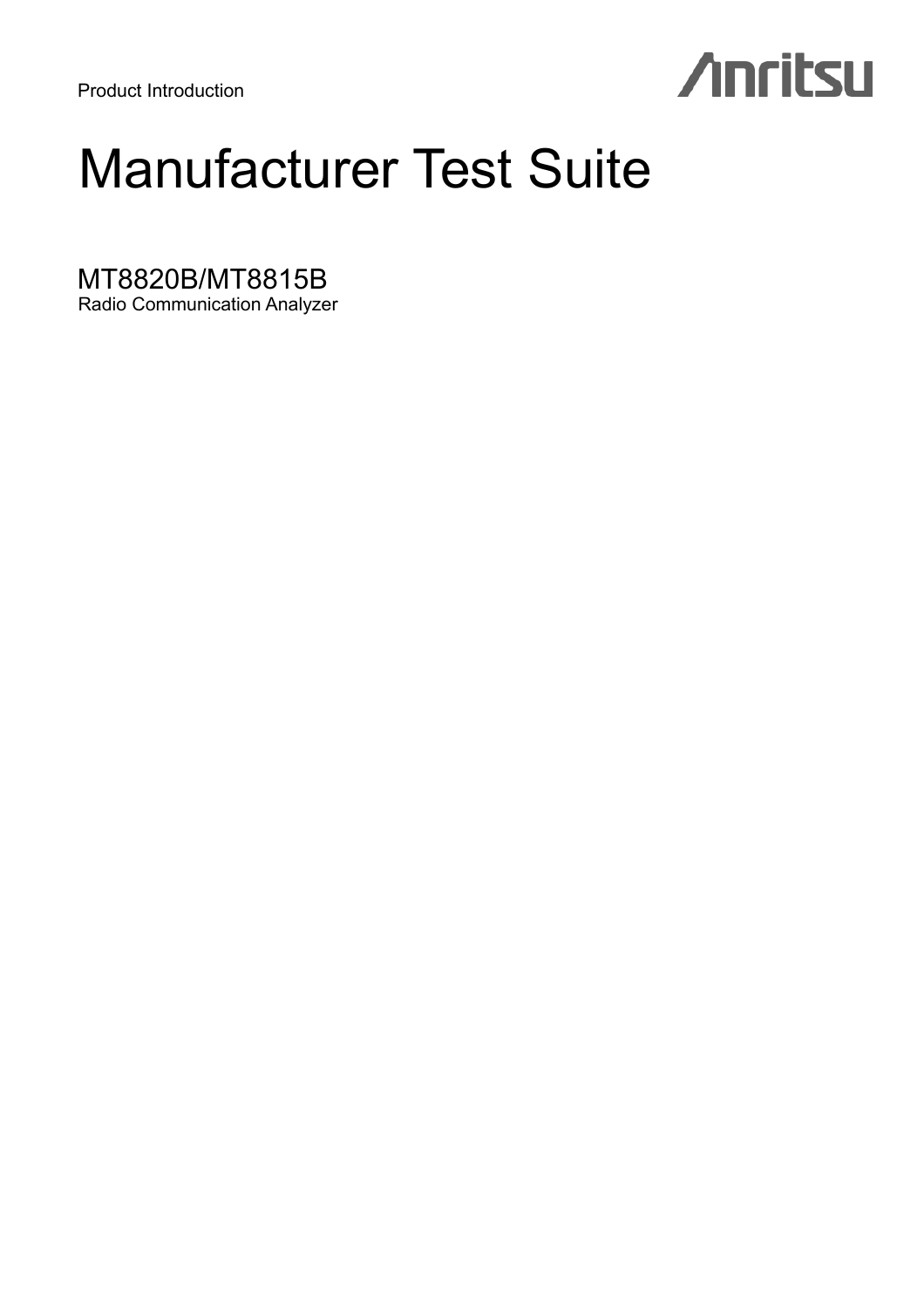Product Introduction

Anritsu

# Manufacturer Test Suite

## MT8820B/MT8815B

Radio Communication Analyzer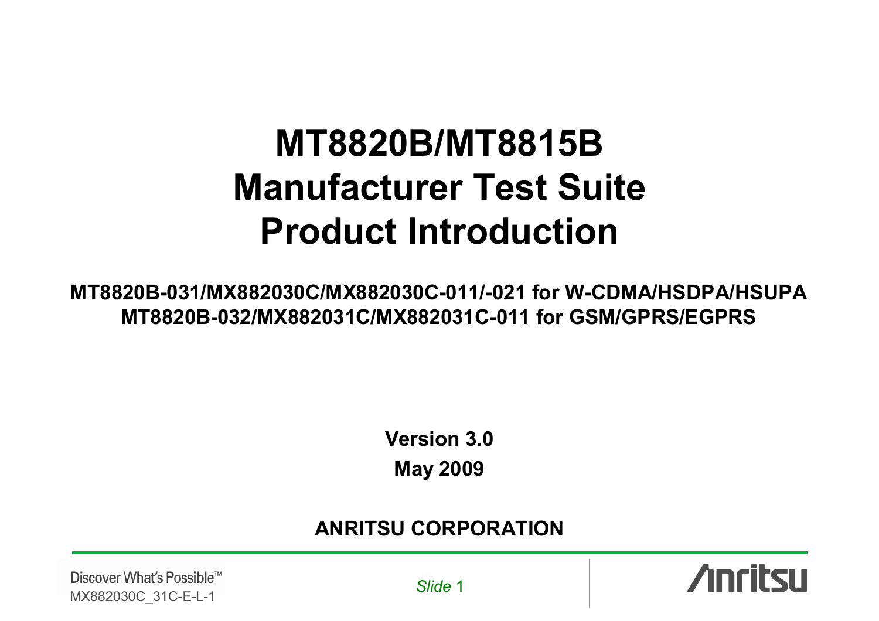# MT8820B/MT8815B Manufacturer Test Suite Product Introduction

**MT8820B-031/MX882030C/MX882030C-011/-021 for W-CDMA/HSDPA/HSUPA**
**MT8820B-032/MX882031C/MX882031C-011 for GSM/GPRS/EGPRS**

**Version 3.0**

**May 2009**

**ANRITSU CORPORATION**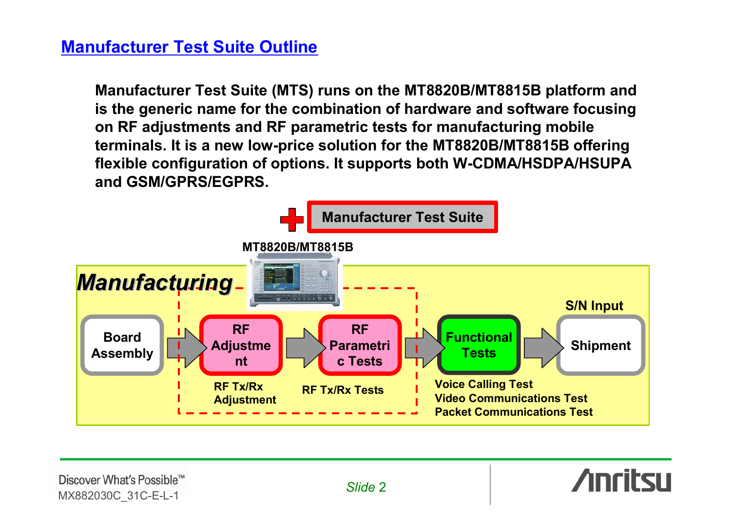## Manufacturer Test Suite Outline

**Manufacturer Test Suite (MTS) runs on the MT8820B/MT8815B platform and is the generic name for the combination of hardware and software focusing on RF adjustments and RF parametric tests for manufacturing mobile terminals. It is a new low-price solution for the MT8820B/MT8815B offering flexible configuration of options. It supports both W-CDMA/HSDPA/HSUPA and GSM/GPRS/EGPRS.**

Manufacturer Test Suite

MT8820B/MT8815B

*Manufacturing*

Board Assembly

RF Adjustment

RF Tx/Rx Adjustment

RF Parametric Tests

RF Tx/Rx Tests

Functional Tests

Voice Calling Test
Video Communications Test
Packet Communications Test

S/N Input

Shipment

MX882030C_31C-E-L-1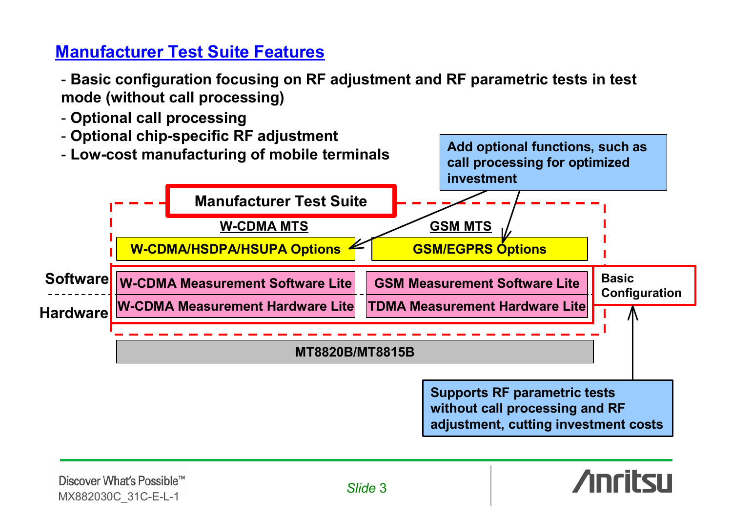## Manufacturer Test Suite Features

- Basic configuration focusing on RF adjustment and RF parametric tests in test mode (without call processing)
- Optional call processing
- Optional chip-specific RF adjustment
- Low-cost manufacturing of mobile terminals

Add optional functions, such as call processing for optimized investment

Manufacturer Test Suite

W-CDMA MTS

GSM MTS

W-CDMA/HSDPA/HSUPA Options

GSM/EGPRS Options

Software

Hardware

W-CDMA Measurement Software Lite

GSM Measurement Software Lite

W-CDMA Measurement Hardware Lite

TDMA Measurement Hardware Lite

Basic Configuration

MT8820B/MT8815B

Supports RF parametric tests without call processing and RF adjustment, cutting investment costs

MX882030C_31C-E-L-1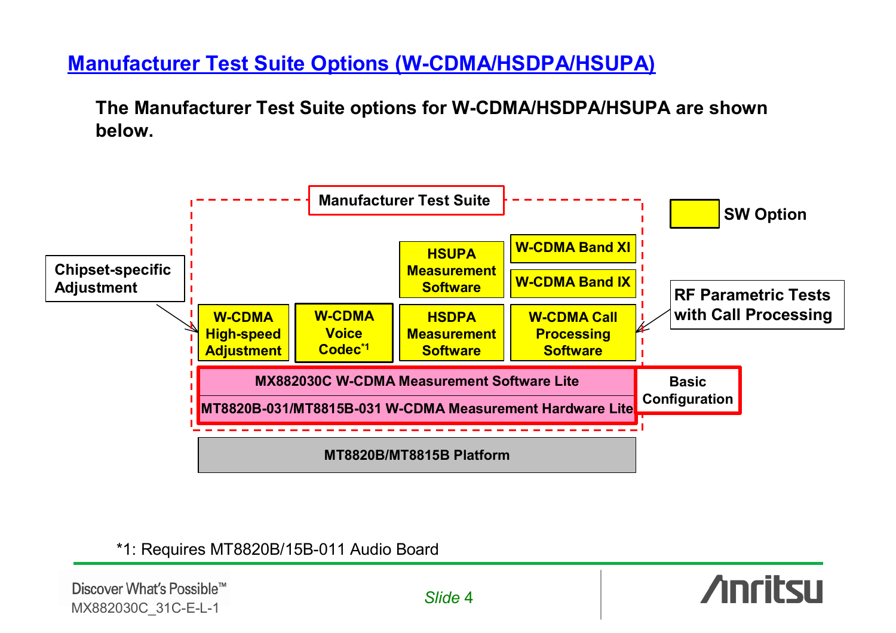## Manufacturer Test Suite Options (W-CDMA/HSDPA/HSUPA)

**The Manufacturer Test Suite options for W-CDMA/HSDPA/HSUPA are shown below.**

Manufacturer Test Suite

SW Option

Chipset-specific Adjustment

RF Parametric Tests with Call Processing

HSUPA Measurement Software

W-CDMA Band XI

W-CDMA Band IX

W-CDMA High-speed Adjustment

W-CDMA Voice Codec*1

HSDPA Measurement Software

W-CDMA Call Processing Software

MX882030C W-CDMA Measurement Software Lite

MT8820B-031/MT8815B-031 W-CDMA Measurement Hardware Lite

Basic Configuration

MT8820B/MT8815B Platform

*1: Requires MT8820B/15B-011 Audio Board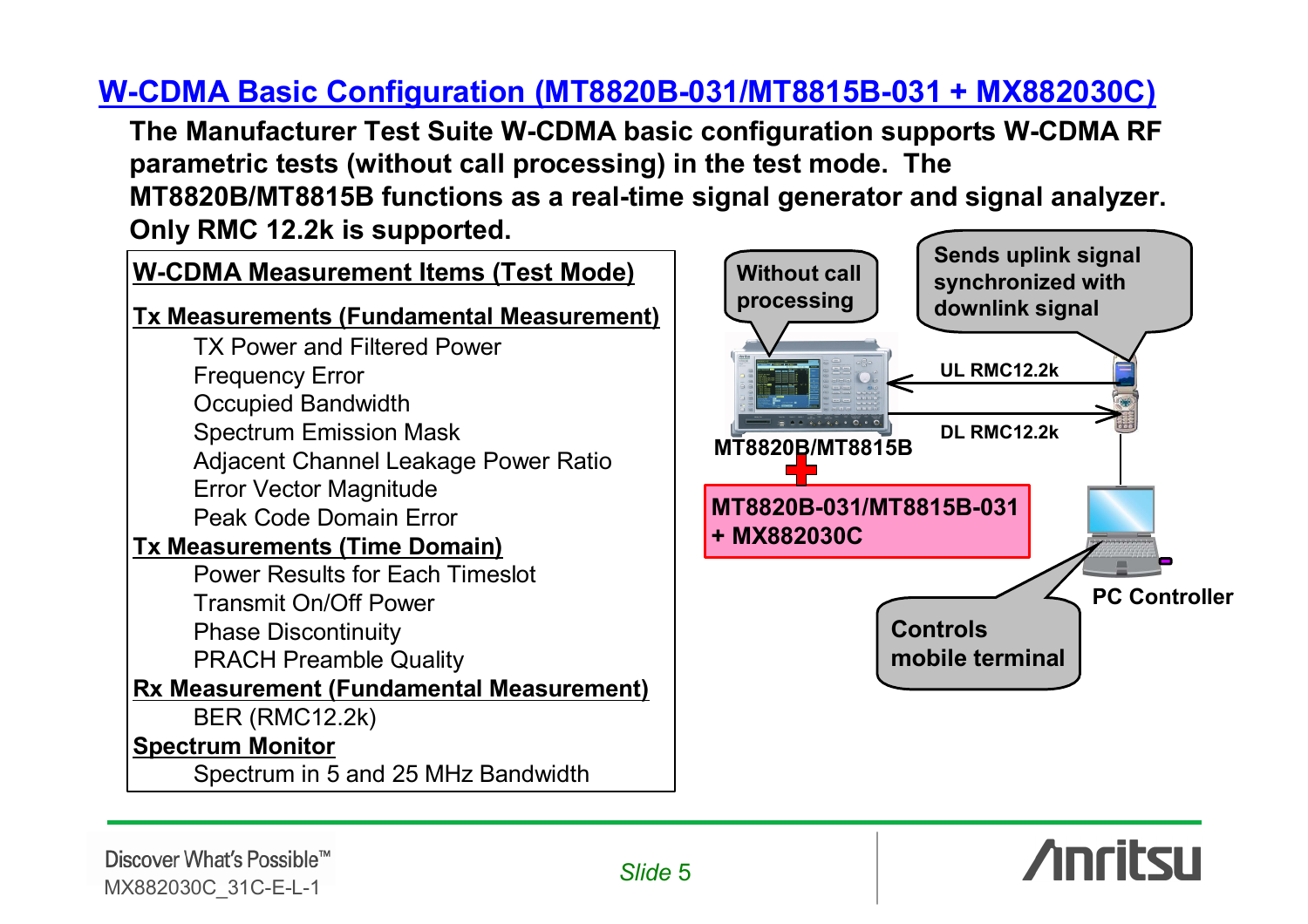## W-CDMA Basic Configuration (MT8820B-031/MT8815B-031 + MX882030C)

**The Manufacturer Test Suite W-CDMA basic configuration supports W-CDMA RF parametric tests (without call processing) in the test mode. The MT8820B/MT8815B functions as a real-time signal generator and signal analyzer. Only RMC 12.2k is supported.**

### W-CDMA Measurement Items (Test Mode)

**Tx Measurements (Fundamental Measurement)**

- TX Power and Filtered Power
- Frequency Error
- Occupied Bandwidth
- Spectrum Emission Mask
- Adjacent Channel Leakage Power Ratio
- Error Vector Magnitude
- Peak Code Domain Error

**Tx Measurements (Time Domain)**

- Power Results for Each Timeslot
- Transmit On/Off Power
- Phase Discontinuity
- PRACH Preamble Quality

**Rx Measurement (Fundamental Measurement)**

- BER (RMC12.2k)

**Spectrum Monitor**

- Spectrum in 5 and 25 MHz Bandwidth

Without call processing

Sends uplink signal synchronized with downlink signal

UL RMC12.2k

DL RMC12.2k

MT8820B/MT8815B

MT8820B-031/MT8815B-031 + MX882030C

PC Controller

Controls mobile terminal

Discover What's Possible™
MX882030C_31C-E-L-1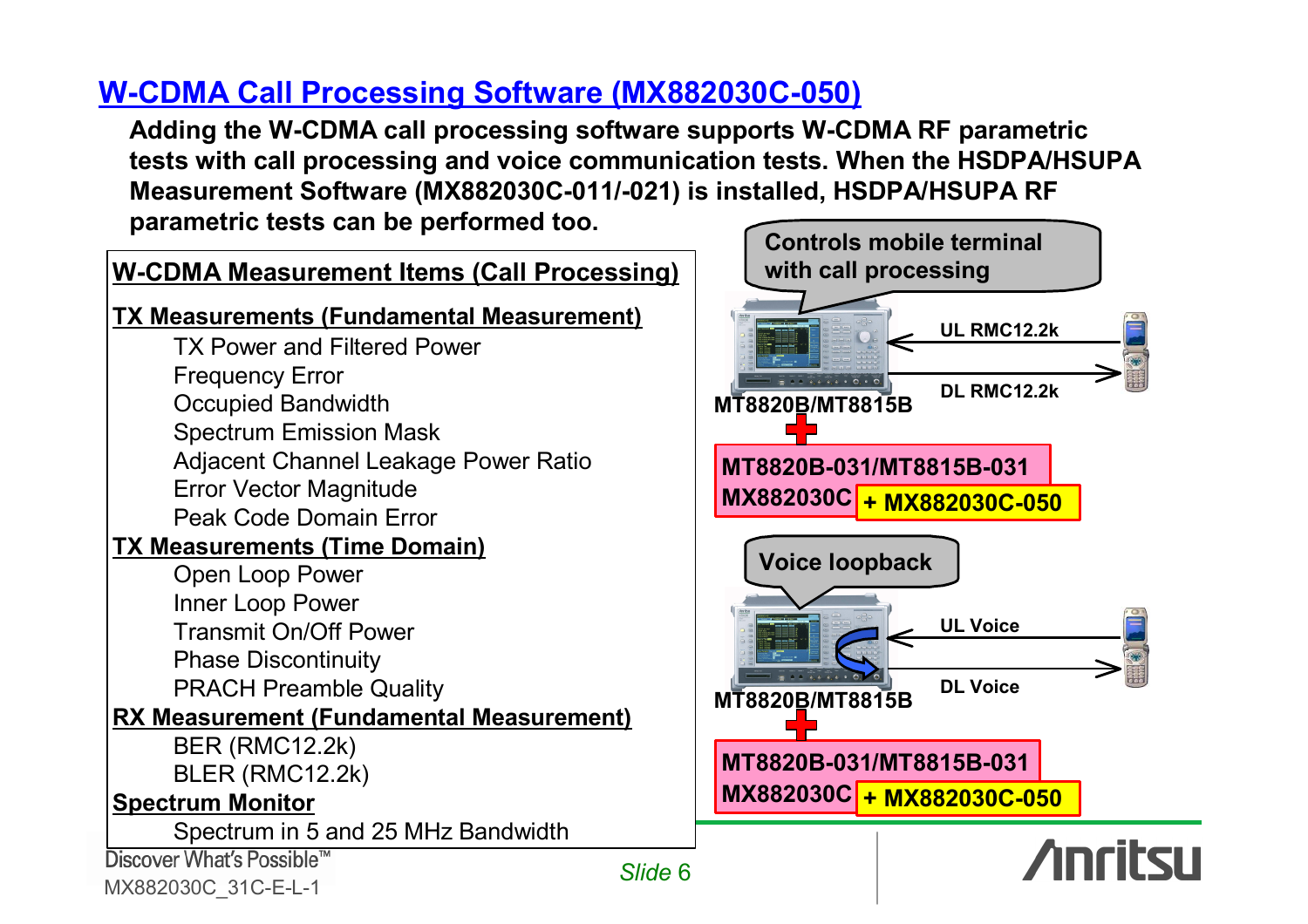## W-CDMA Call Processing Software (MX882030C-050)

**Adding the W-CDMA call processing software supports W-CDMA RF parametric tests with call processing and voice communication tests. When the HSDPA/HSUPA Measurement Software (MX882030C-011/-021) is installed, HSDPA/HSUPA RF parametric tests can be performed too.**

### W-CDMA Measurement Items (Call Processing)

**TX Measurements (Fundamental Measurement)**

- TX Power and Filtered Power
- Frequency Error
- Occupied Bandwidth
- Spectrum Emission Mask
- Adjacent Channel Leakage Power Ratio
- Error Vector Magnitude
- Peak Code Domain Error

**TX Measurements (Time Domain)**

- Open Loop Power
- Inner Loop Power
- Transmit On/Off Power
- Phase Discontinuity
- PRACH Preamble Quality

**RX Measurement (Fundamental Measurement)**

- BER (RMC12.2k)
- BLER (RMC12.2k)

**Spectrum Monitor**

- Spectrum in 5 and 25 MHz Bandwidth

Controls mobile terminal with call processing

UL RMC12.2k

DL RMC12.2k

MT8820B/MT8815B

MT8820B-031/MT8815B-031
MX882030C + MX882030C-050

Voice loopback

UL Voice

DL Voice

MT8820B/MT8815B

MT8820B-031/MT8815B-031
MX882030C + MX882030C-050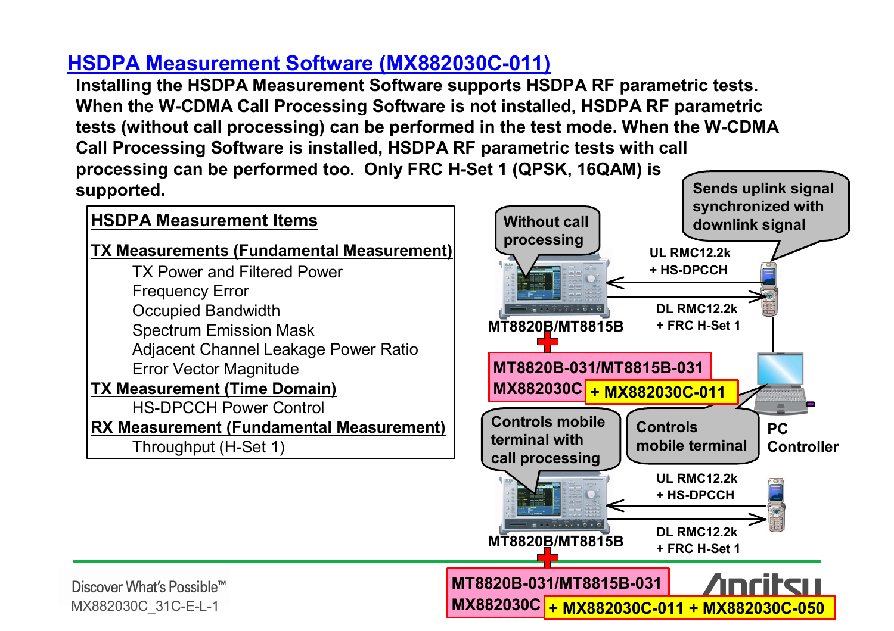## HSDPA Measurement Software (MX882030C-011)

**Installing the HSDPA Measurement Software supports HSDPA RF parametric tests. When the W-CDMA Call Processing Software is not installed, HSDPA RF parametric tests (without call processing) can be performed in the test mode. When the W-CDMA Call Processing Software is installed, HSDPA RF parametric tests with call processing can be performed too. Only FRC H-Set 1 (QPSK, 16QAM) is supported.**

### HSDPA Measurement Items

**TX Measurements (Fundamental Measurement)**

- TX Power and Filtered Power
- Frequency Error
- Occupied Bandwidth
- Spectrum Emission Mask
- Adjacent Channel Leakage Power Ratio
- Error Vector Magnitude

**TX Measurement (Time Domain)**

- HS-DPCCH Power Control

**RX Measurement (Fundamental Measurement)**

- Throughput (H-Set 1)

Without call processing

Sends uplink signal synchronized with downlink signal

UL RMC12.2k + HS-DPCCH

DL RMC12.2k + FRC H-Set 1

MT8820B/MT8815B

MT8820B-031/MT8815B-031
MX882030C + MX882030C-011

Controls mobile terminal with call processing

Controls mobile terminal

PC Controller

UL RMC12.2k + HS-DPCCH

DL RMC12.2k + FRC H-Set 1

MT8820B/MT8815B

MT8820B-031/MT8815B-031
MX882030C + MX882030C-011 + MX882030C-050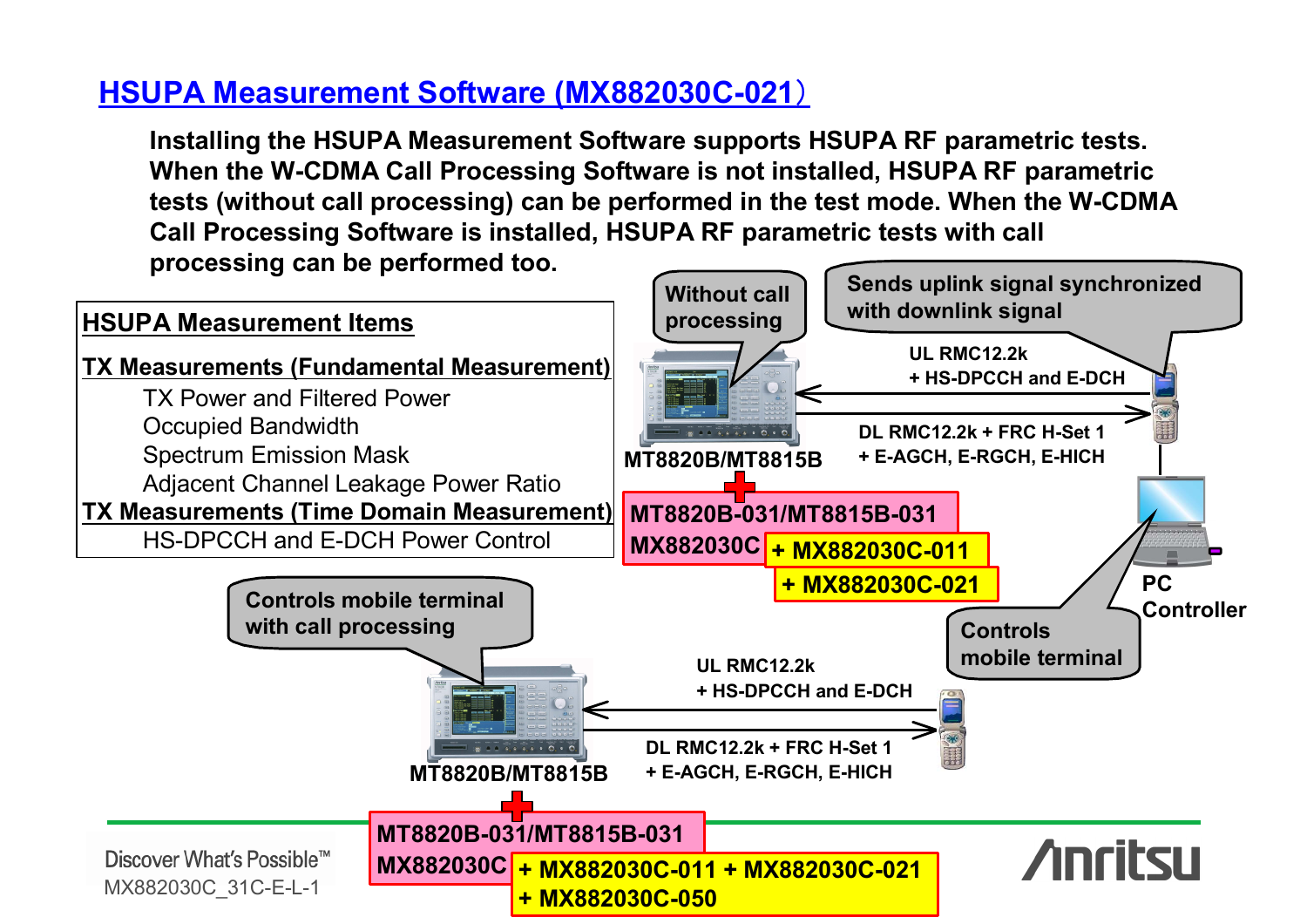## HSUPA Measurement Software (MX882030C-021)

**Installing the HSUPA Measurement Software supports HSUPA RF parametric tests. When the W-CDMA Call Processing Software is not installed, HSUPA RF parametric tests (without call processing) can be performed in the test mode. When the W-CDMA Call Processing Software is installed, HSUPA RF parametric tests with call processing can be performed too.**

**HSUPA Measurement Items**

**TX Measurements (Fundamental Measurement)**

- TX Power and Filtered Power
- Occupied Bandwidth
- Spectrum Emission Mask
- Adjacent Channel Leakage Power Ratio

**TX Measurements (Time Domain Measurement)**

- HS-DPCCH and E-DCH Power Control

Without call processing

Sends uplink signal synchronized with downlink signal

UL RMC12.2k + HS-DPCCH and E-DCH

DL RMC12.2k + FRC H-Set 1 + E-AGCH, E-RGCH, E-HICH

MT8820B/MT8815B

MT8820B-031/MT8815B-031

MX882030C + MX882030C-011 + MX882030C-021

PC Controller

Controls mobile terminal

Controls mobile terminal with call processing

UL RMC12.2k + HS-DPCCH and E-DCH

DL RMC12.2k + FRC H-Set 1 + E-AGCH, E-RGCH, E-HICH

MT8820B/MT8815B

MT8820B-031/MT8815B-031

MX882030C + MX882030C-011 + MX882030C-021 + MX882030C-050

Discover What's Possible™

MX882030C_31C-E-L-1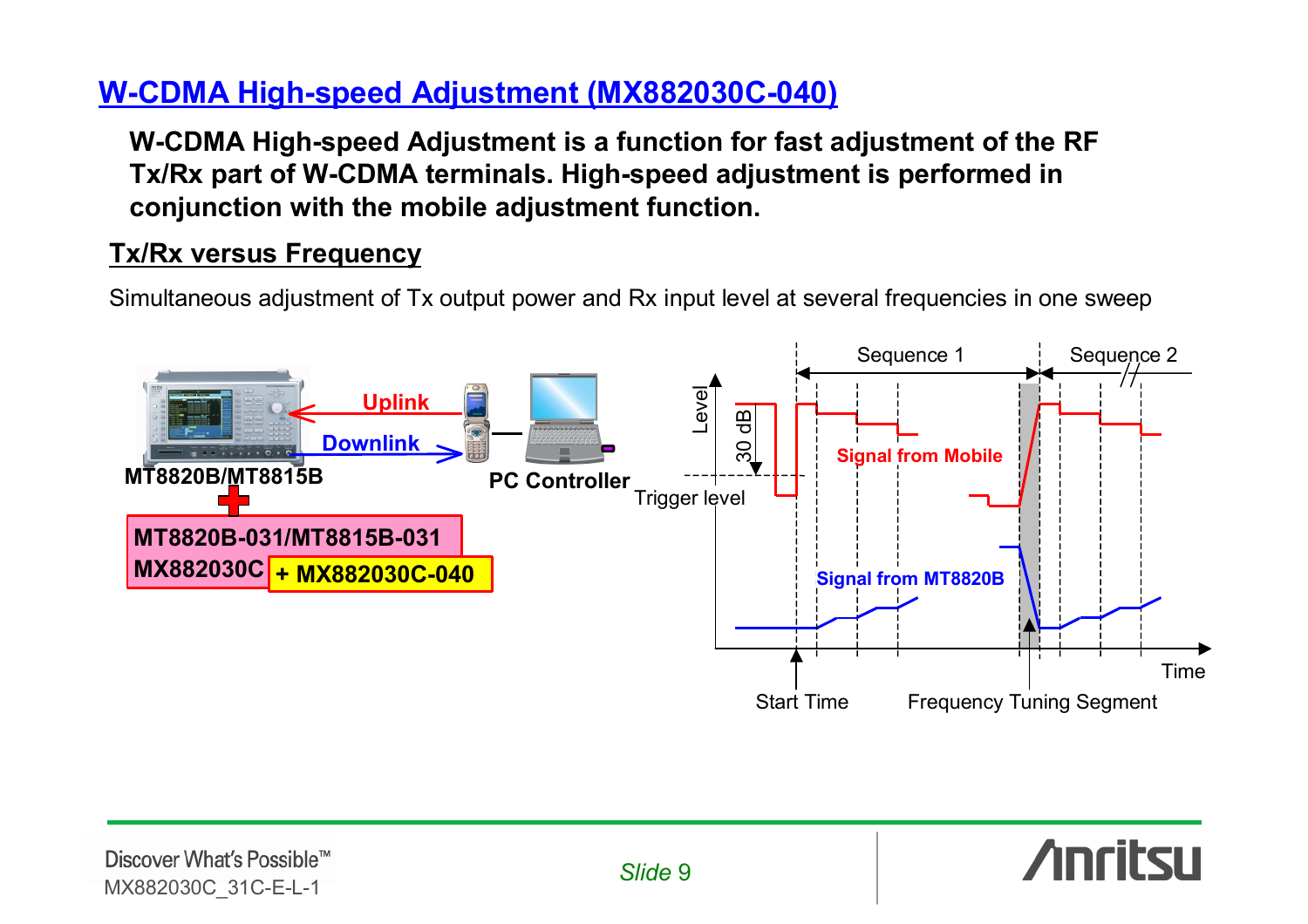# W-CDMA High-speed Adjustment (MX882030C-040)

**W-CDMA High-speed Adjustment is a function for fast adjustment of the RF Tx/Rx part of W-CDMA terminals. High-speed adjustment is performed in conjunction with the mobile adjustment function.**

## Tx/Rx versus Frequency

Simultaneous adjustment of Tx output power and Rx input level at several frequencies in one sweep

Uplink
Downlink
MT8820B/MT8815B
PC Controller
MT8820B-031/MT8815B-031
MX882030C
+ MX882030C-040

Sequence 1
Sequence 2
Level
30 dB
Trigger level
Signal from Mobile
Signal from MT8820B
Time
Start Time
Frequency Tuning Segment

Discover What's Possible™
MX882030C_31C-E-L-1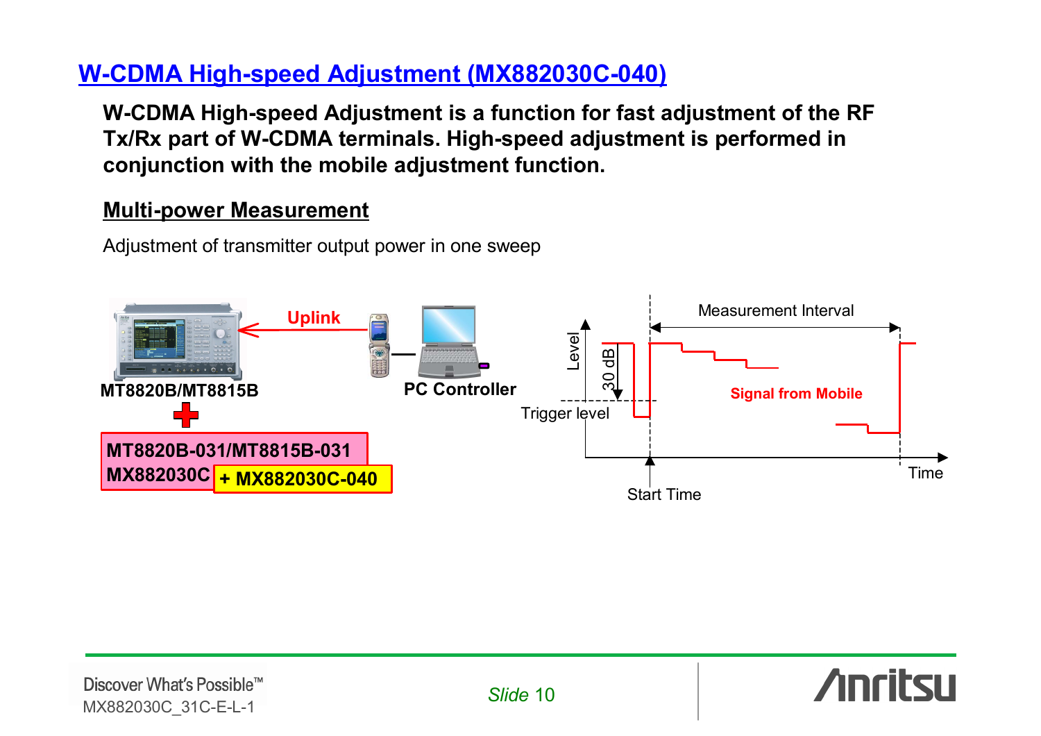# W-CDMA High-speed Adjustment (MX882030C-040)

**W-CDMA High-speed Adjustment is a function for fast adjustment of the RF Tx/Rx part of W-CDMA terminals. High-speed adjustment is performed in conjunction with the mobile adjustment function.**

## Multi-power Measurement

Adjustment of transmitter output power in one sweep

Uplink

MT8820B/MT8815B

PC Controller

MT8820B-031/MT8815B-031

MX882030C + MX882030C-040

Measurement Interval

Level

30 dB

Trigger level

Signal from Mobile

Start Time

Time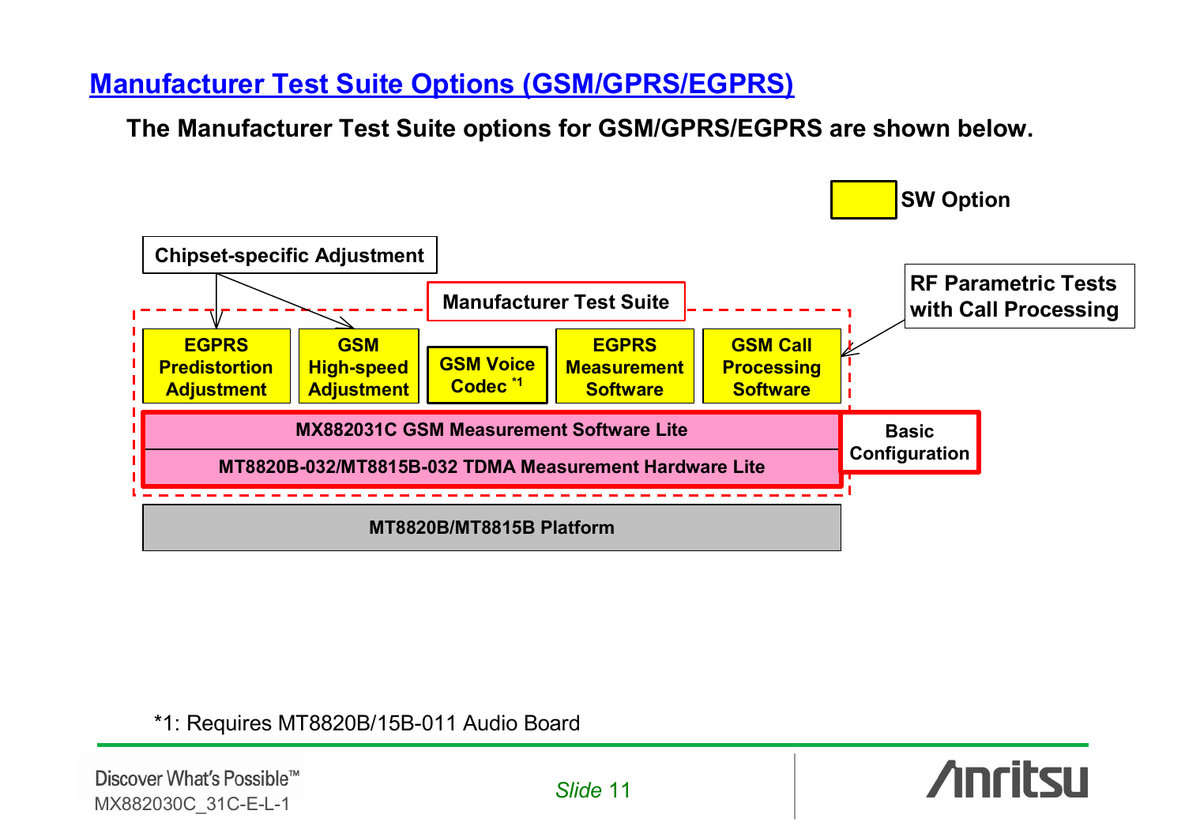# Manufacturer Test Suite Options (GSM/GPRS/EGPRS)

**The Manufacturer Test Suite options for GSM/GPRS/EGPRS are shown below.**

SW Option

Chipset-specific Adjustment

Manufacturer Test Suite

RF Parametric Tests with Call Processing

EGPRS Predistortion Adjustment

GSM High-speed Adjustment

GSM Voice Codec *1

EGPRS Measurement Software

GSM Call Processing Software

MX882031C GSM Measurement Software Lite

MT8820B-032/MT8815B-032 TDMA Measurement Hardware Lite

Basic Configuration

MT8820B/MT8815B Platform

*1: Requires MT8820B/15B-011 Audio Board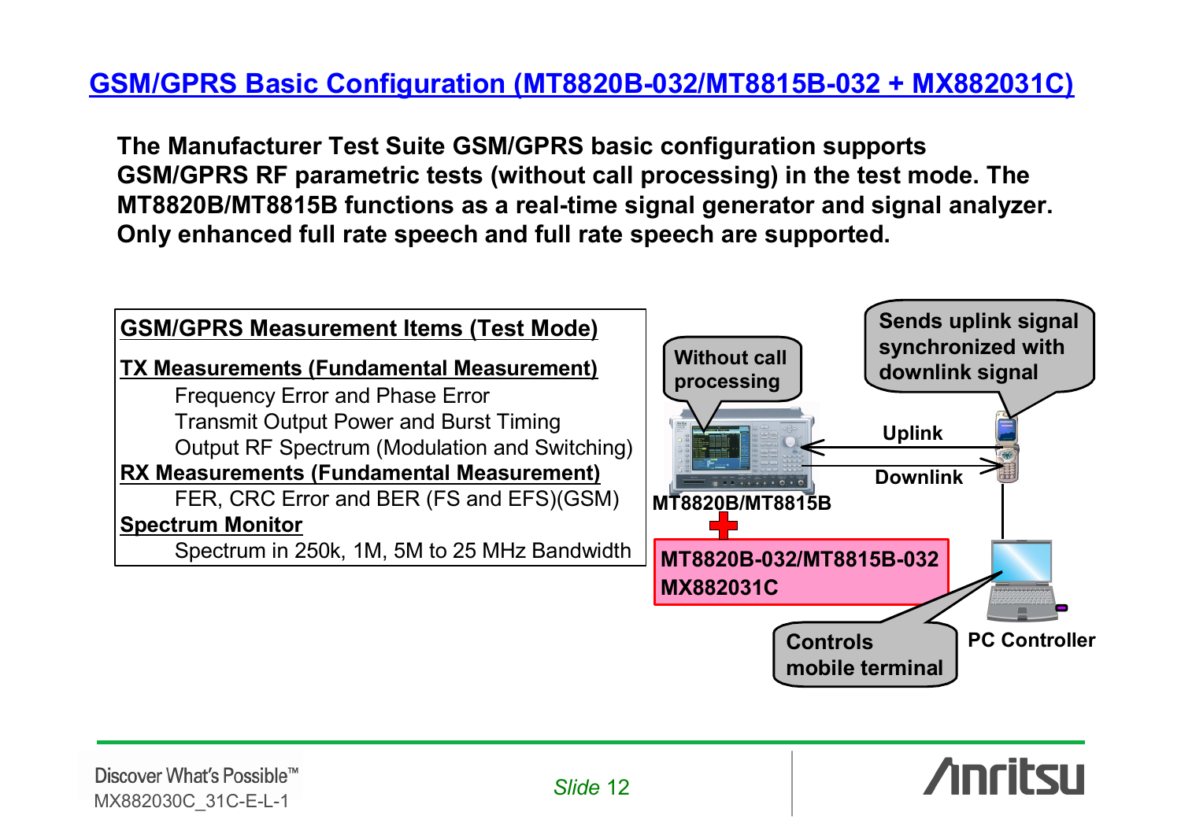## GSM/GPRS Basic Configuration (MT8820B-032/MT8815B-032 + MX882031C)

**The Manufacturer Test Suite GSM/GPRS basic configuration supports GSM/GPRS RF parametric tests (without call processing) in the test mode. The MT8820B/MT8815B functions as a real-time signal generator and signal analyzer. Only enhanced full rate speech and full rate speech are supported.**

**GSM/GPRS Measurement Items (Test Mode)**

**TX Measurements (Fundamental Measurement)**

- Frequency Error and Phase Error
- Transmit Output Power and Burst Timing
- Output RF Spectrum (Modulation and Switching)

**RX Measurements (Fundamental Measurement)**

- FER, CRC Error and BER (FS and EFS)(GSM)

**Spectrum Monitor**

- Spectrum in 250k, 1M, 5M to 25 MHz Bandwidth

Without call processing

Sends uplink signal synchronized with downlink signal

Uplink

Downlink

MT8820B/MT8815B

MT8820B-032/MT8815B-032
MX882031C

Controls mobile terminal

PC Controller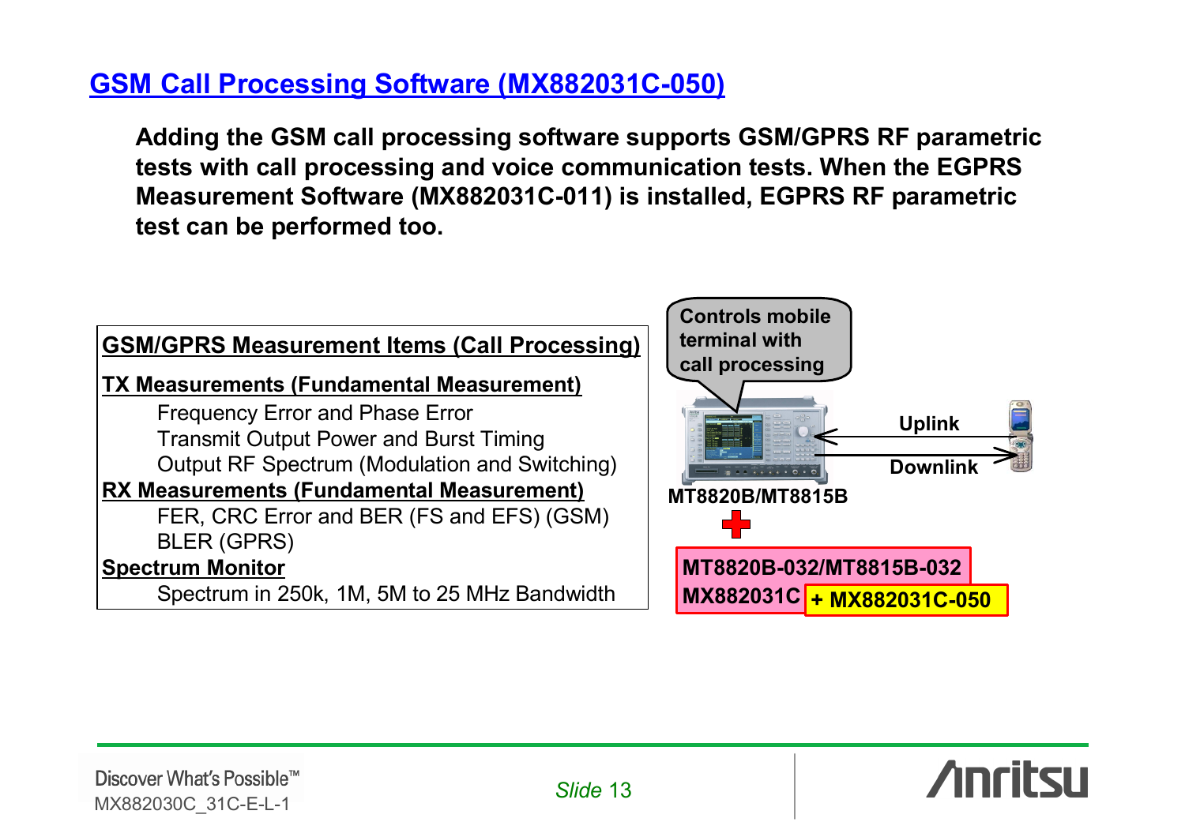## GSM Call Processing Software (MX882031C-050)

**Adding the GSM call processing software supports GSM/GPRS RF parametric tests with call processing and voice communication tests. When the EGPRS Measurement Software (MX882031C-011) is installed, EGPRS RF parametric test can be performed too.**

**GSM/GPRS Measurement Items (Call Processing)**

**TX Measurements (Fundamental Measurement)**

- Frequency Error and Phase Error
- Transmit Output Power and Burst Timing
- Output RF Spectrum (Modulation and Switching)

**RX Measurements (Fundamental Measurement)**

- FER, CRC Error and BER (FS and EFS) (GSM)
- BLER (GPRS)

**Spectrum Monitor**

- Spectrum in 250k, 1M, 5M to 25 MHz Bandwidth

**Controls mobile terminal with call processing**

Uplink

Downlink

**MT8820B/MT8815B**

**+**

**MT8820B-032/MT8815B-032**
**MX882031C + MX882031C-050**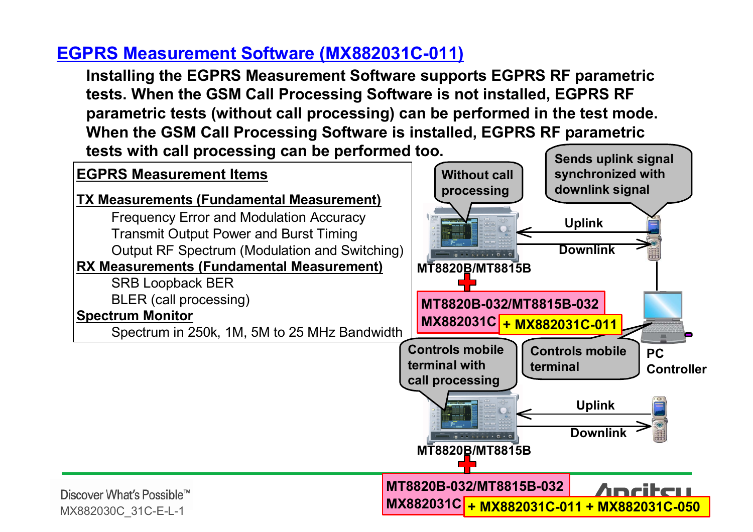## EGPRS Measurement Software (MX882031C-011)

**Installing the EGPRS Measurement Software supports EGPRS RF parametric tests. When the GSM Call Processing Software is not installed, EGPRS RF parametric tests (without call processing) can be performed in the test mode. When the GSM Call Processing Software is installed, EGPRS RF parametric tests with call processing can be performed too.**

**EGPRS Measurement Items**

**TX Measurements (Fundamental Measurement)**

- Frequency Error and Modulation Accuracy
- Transmit Output Power and Burst Timing
- Output RF Spectrum (Modulation and Switching)

**RX Measurements (Fundamental Measurement)**

- SRB Loopback BER
- BLER (call processing)

**Spectrum Monitor**

- Spectrum in 250k, 1M, 5M to 25 MHz Bandwidth

Without call processing

Sends uplink signal synchronized with downlink signal

Uplink

Downlink

MT8820B/MT8815B

MT8820B-032/MT8815B-032

MX882031C + MX882031C-011

PC Controller

Controls mobile terminal with call processing

Controls mobile terminal

Uplink

Downlink

MT8820B/MT8815B

MT8820B-032/MT8815B-032

MX882031C + MX882031C-011 + MX882031C-050

Discover What's Possible™

MX882030C_31C-E-L-1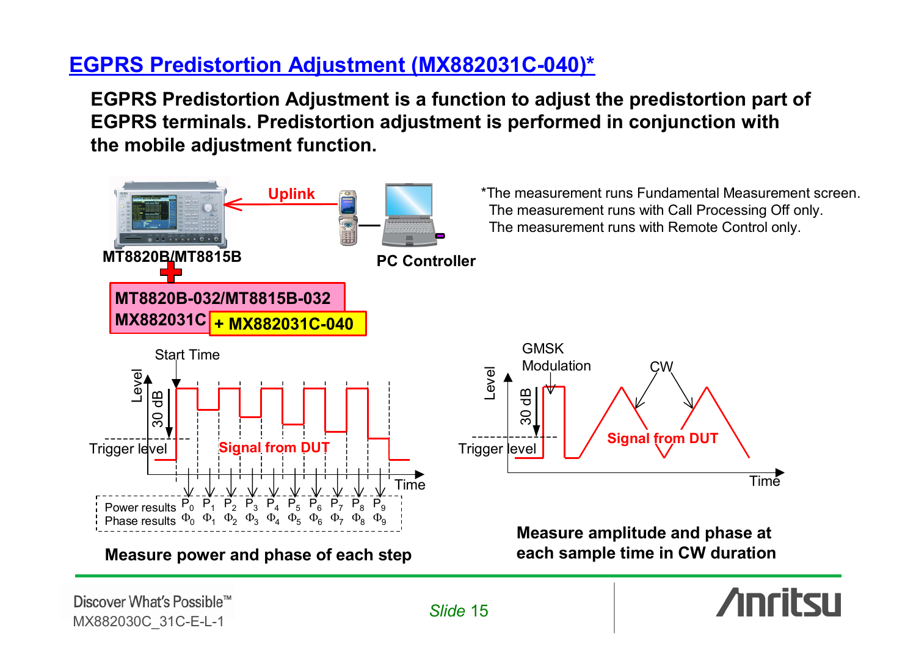# EGPRS Predistortion Adjustment (MX882031C-040)*

**EGPRS Predistortion Adjustment is a function to adjust the predistortion part of EGPRS terminals. Predistortion adjustment is performed in conjunction with the mobile adjustment function.**

*The measurement runs Fundamental Measurement screen.
The measurement runs with Call Processing Off only.
The measurement runs with Remote Control only.

MT8820B/MT8815B

Uplink

PC Controller

MT8820B-032/MT8815B-032
MX882031C **+ MX882031C-040**

Start Time

Level

30 dB

Trigger level

Signal from DUT

Time

| Power results | $P_0$ | $P_1$ | $P_2$ | $P_3$ | $P_4$ | $P_5$ | $P_6$ | $P_7$ | $P_8$ | $P_9$ |
|---|---|---|---|---|---|---|---|---|---|---|
| Phase results | $\Phi_0$ | $\Phi_1$ | $\Phi_2$ | $\Phi_3$ | $\Phi_4$ | $\Phi_5$ | $\Phi_6$ | $\Phi_7$ | $\Phi_8$ | $\Phi_9$ |

**Measure power and phase of each step**

GMSK Modulation

CW

Level

30 dB

Trigger level

Signal from DUT

Time

**Measure amplitude and phase at each sample time in CW duration**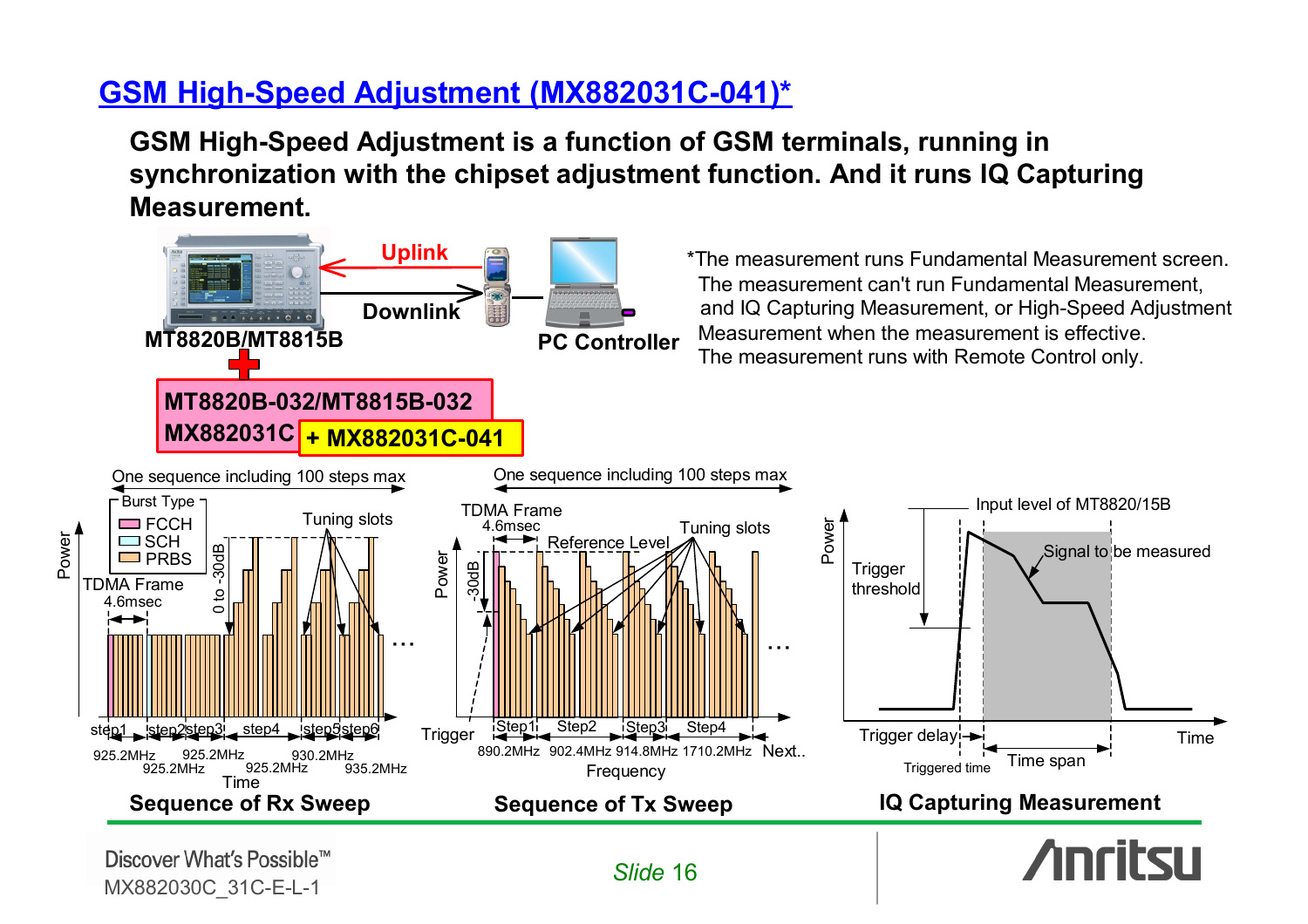# GSM High-Speed Adjustment (MX882031C-041)*

**GSM High-Speed Adjustment is a function of GSM terminals, running in synchronization with the chipset adjustment function. And it runs IQ Capturing Measurement.**

Uplink

Downlink

MT8820B/MT8815B

PC Controller

MT8820B-032/MT8815B-032

MX882031C + MX882031C-041

*The measurement runs Fundamental Measurement screen.
The measurement can't run Fundamental Measurement, and IQ Capturing Measurement, or High-Speed Adjustment Measurement when the measurement is effective.
The measurement runs with Remote Control only.

One sequence including 100 steps max

Burst Type
FCCH
SCH
PRBS

Power
TDMA Frame
4.6msec
0 to -30dB
Tuning slots
...
step1 step2 step3 step4 step5 step6
925.2MHz 925.2MHz 925.2MHz 925.2MHz 930.2MHz 935.2MHz
Time

**Sequence of Rx Sweep**

One sequence including 100 steps max

TDMA Frame
4.6msec
Reference Level
Tuning slots
Power
-30dB
...
Trigger
Step1 Step2 Step3 Step4
890.2MHz 902.4MHz 914.8MHz 1710.2MHz Next..
Frequency

**Sequence of Tx Sweep**

Power
Input level of MT8820/15B
Trigger threshold
Signal to be measured
Trigger delay
Triggered time
Time span
Time

**IQ Capturing Measurement**

Discover What's Possible™
MX882030C_31C-E-L-1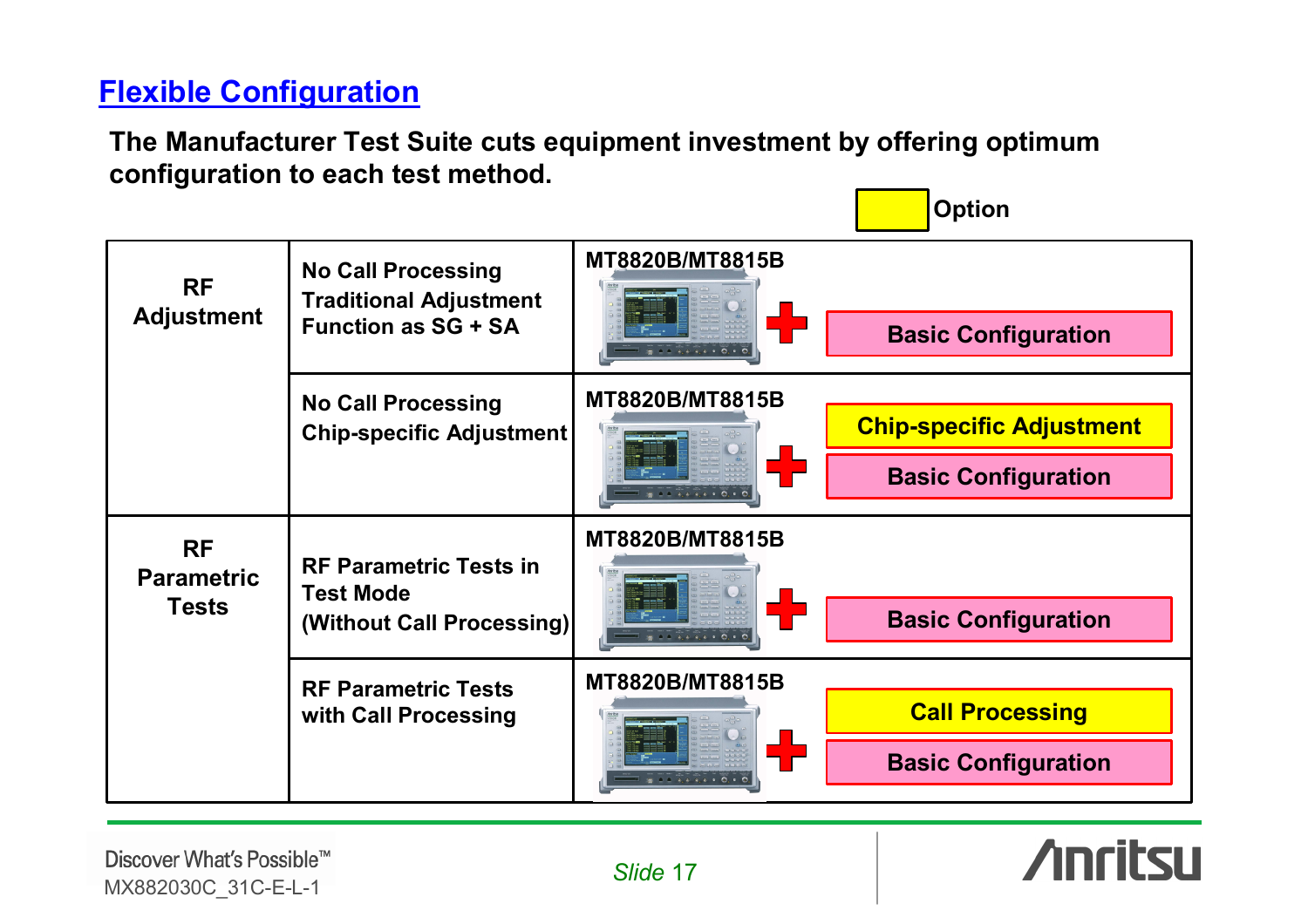## Flexible Configuration

**The Manufacturer Test Suite cuts equipment investment by offering optimum configuration to each test method.**

Option (yellow)

| | | | |
|---|---|---|---|
| **RF Adjustment** | **No Call Processing Traditional Adjustment Function as SG + SA** | **MT8820B/MT8815B** | Basic Configuration |
| | **No Call Processing Chip-specific Adjustment** | **MT8820B/MT8815B** | Chip-specific Adjustment (Option) + Basic Configuration |
| **RF Parametric Tests** | **RF Parametric Tests in Test Mode (Without Call Processing)** | **MT8820B/MT8815B** | Basic Configuration |
| | **RF Parametric Tests with Call Processing** | **MT8820B/MT8815B** | Call Processing (Option) + Basic Configuration |

Discover What's Possible™

MX882030C_31C-E-L-1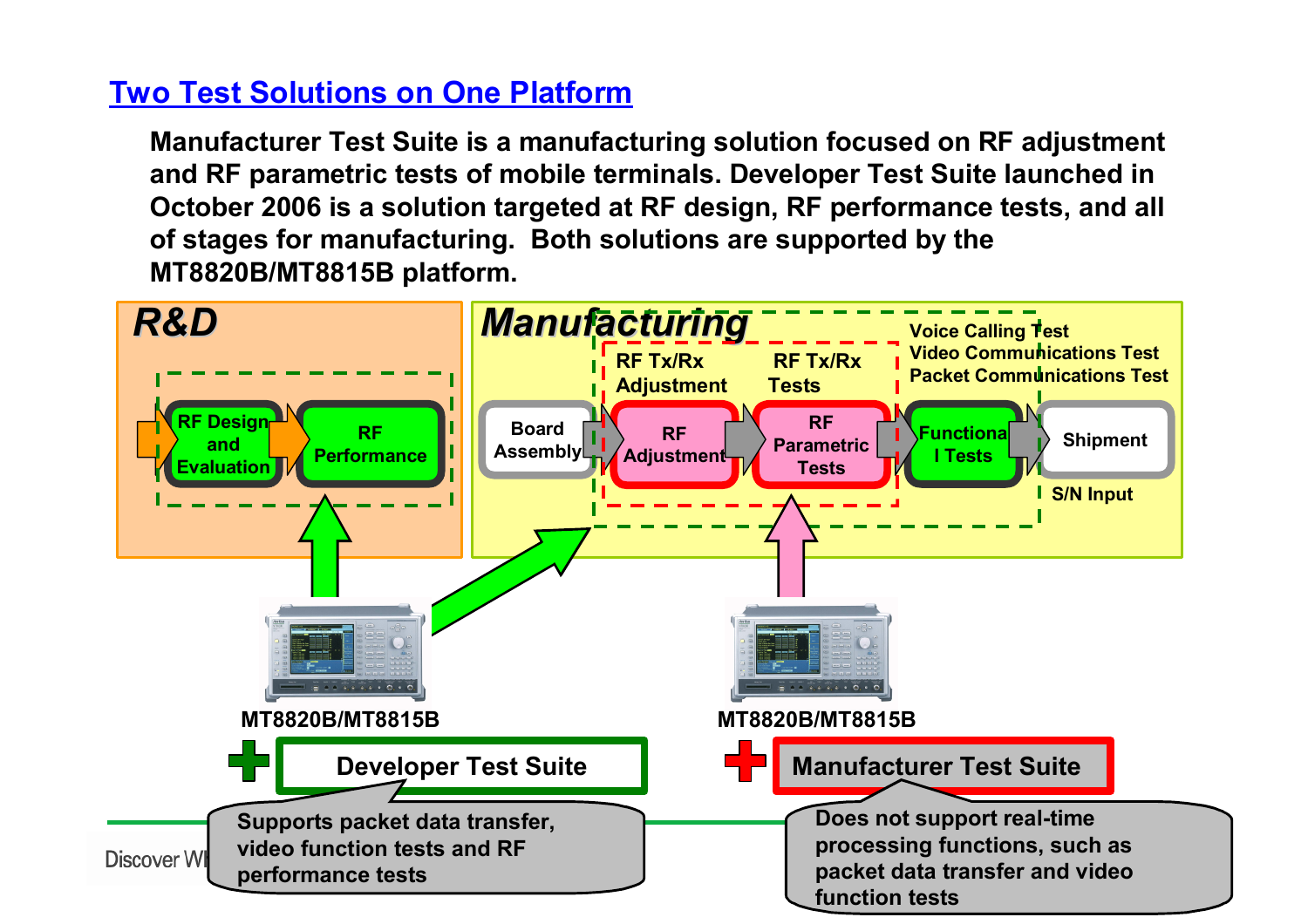## Two Test Solutions on One Platform

**Manufacturer Test Suite is a manufacturing solution focused on RF adjustment and RF parametric tests of mobile terminals. Developer Test Suite launched in October 2006 is a solution targeted at RF design, RF performance tests, and all of stages for manufacturing. Both solutions are supported by the MT8820B/MT8815B platform.**

R&D

RF Design and Evaluation

RF Performance

Manufacturing

RF Tx/Rx Adjustment

RF Tx/Rx Tests

Voice Calling Test
Video Communictions Test
Packet Communications Test

Board Assembly

RF Adjustment

RF Parametric Tests

Functional Tests

Shipment

S/N Input

MT8820B/MT8815B

Developer Test Suite

Supports packet data transfer, video function tests and RF performance tests

MT8820B/MT8815B

Manufacturer Test Suite

Does not support real-time processing functions, such as packet data transfer and video function tests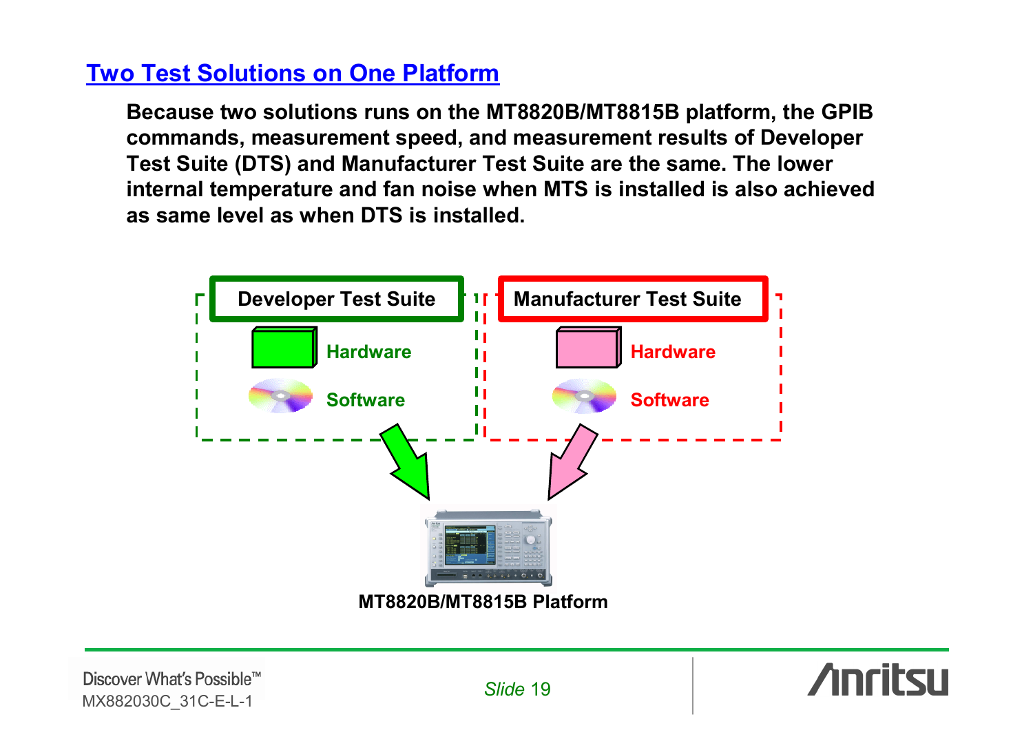## Two Test Solutions on One Platform

**Because two solutions runs on the MT8820B/MT8815B platform, the GPIB commands, measurement speed, and measurement results of Developer Test Suite (DTS) and Manufacturer Test Suite are the same. The lower internal temperature and fan noise when MTS is installed is also achieved as same level as when DTS is installed.**

**Developer Test Suite**

- Hardware
- Software

**Manufacturer Test Suite**

- Hardware
- Software

**MT8820B/MT8815B Platform**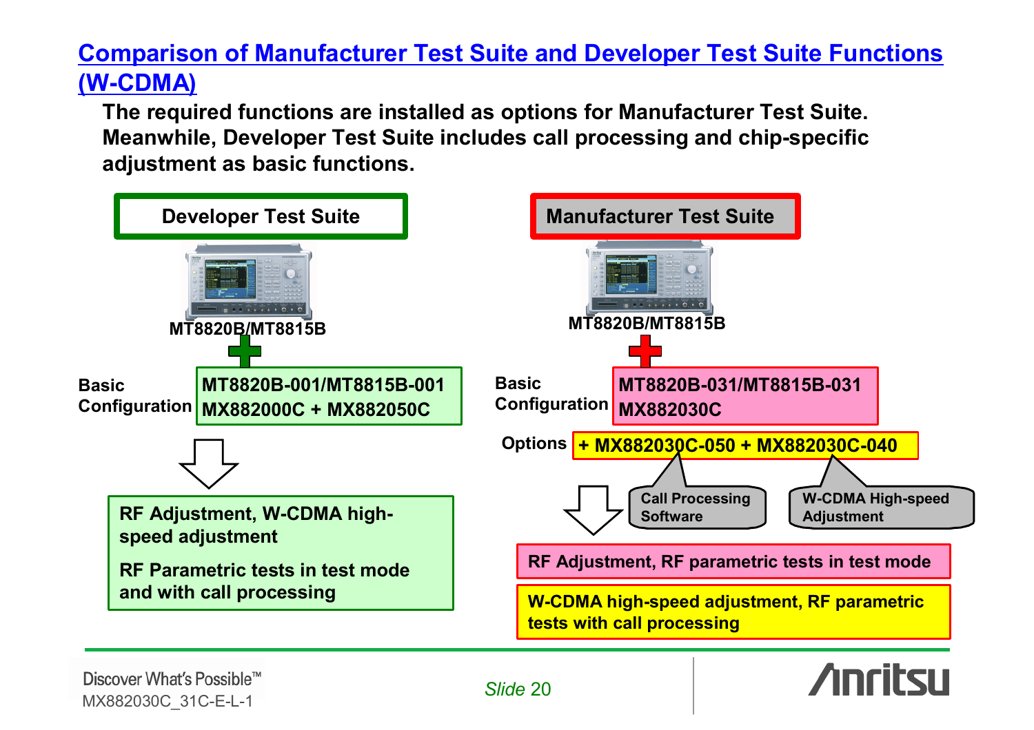# Comparison of Manufacturer Test Suite and Developer Test Suite Functions (W-CDMA)

**The required functions are installed as options for Manufacturer Test Suite. Meanwhile, Developer Test Suite includes call processing and chip-specific adjustment as basic functions.**

## Developer Test Suite

MT8820B/MT8815B

+

**Basic Configuration**

MT8820B-001/MT8815B-001
MX882000C + MX882050C

↓

RF Adjustment, W-CDMA high-speed adjustment

RF Parametric tests in test mode and with call processing

## Manufacturer Test Suite

MT8820B/MT8815B

+

**Basic Configuration**

MT8820B-031/MT8815B-031
MX882030C

**Options** + MX882030C-050 + MX882030C-040

Call Processing Software

W-CDMA High-speed Adjustment

↓

RF Adjustment, RF parametric tests in test mode

W-CDMA high-speed adjustment, RF parametric tests with call processing

MX882030C_31C-E-L-1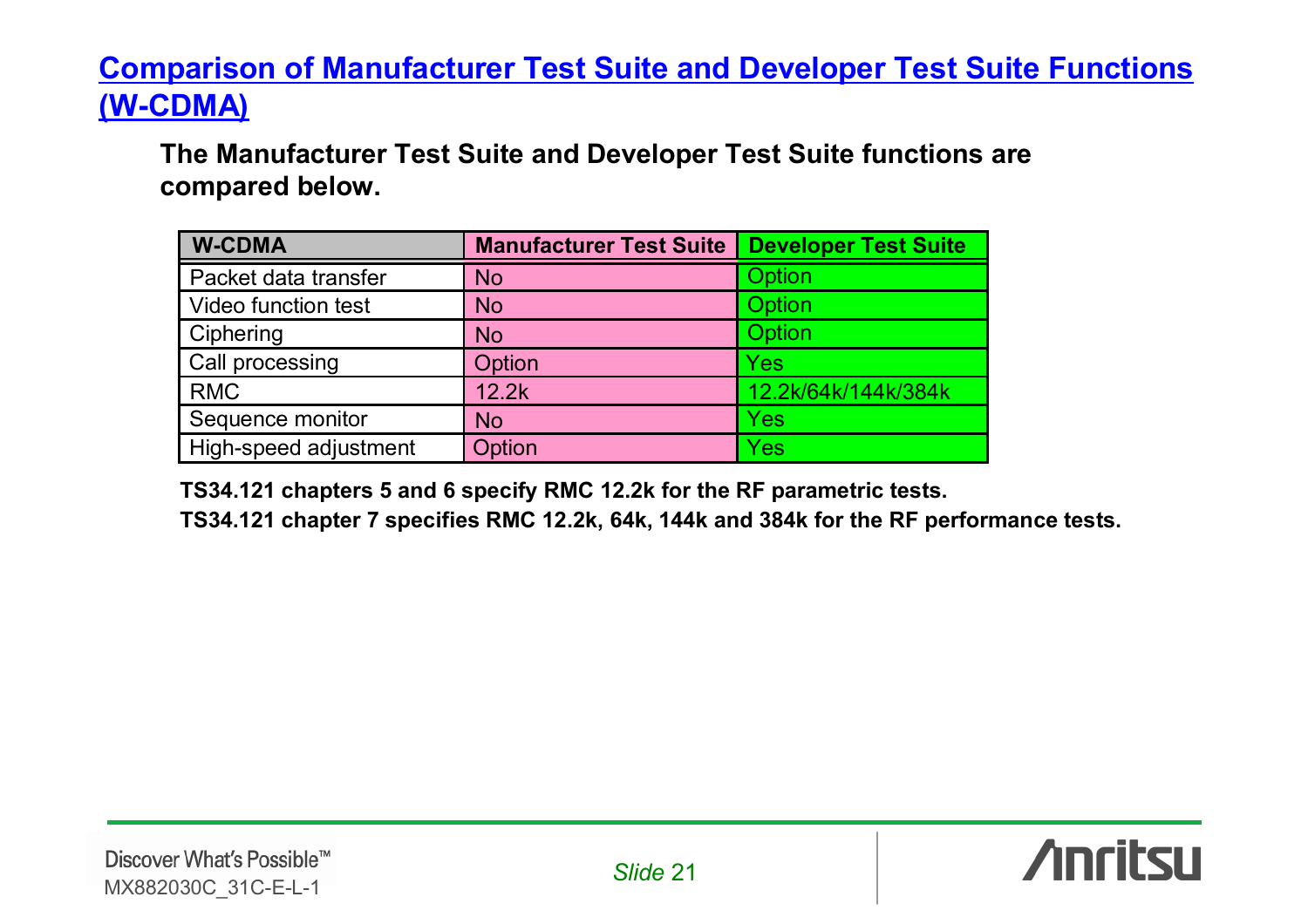## Comparison of Manufacturer Test Suite and Developer Test Suite Functions (W-CDMA)

**The Manufacturer Test Suite and Developer Test Suite functions are compared below.**

| W-CDMA | Manufacturer Test Suite | Developer Test Suite |
|---|---|---|
| Packet data transfer | No | Option |
| Video function test | No | Option |
| Ciphering | No | Option |
| Call processing | Option | Yes |
| RMC | 12.2k | 12.2k/64k/144k/384k |
| Sequence monitor | No | Yes |
| High-speed adjustment | Option | Yes |

**TS34.121 chapters 5 and 6 specify RMC 12.2k for the RF parametric tests.**

**TS34.121 chapter 7 specifies RMC 12.2k, 64k, 144k and 384k for the RF performance tests.**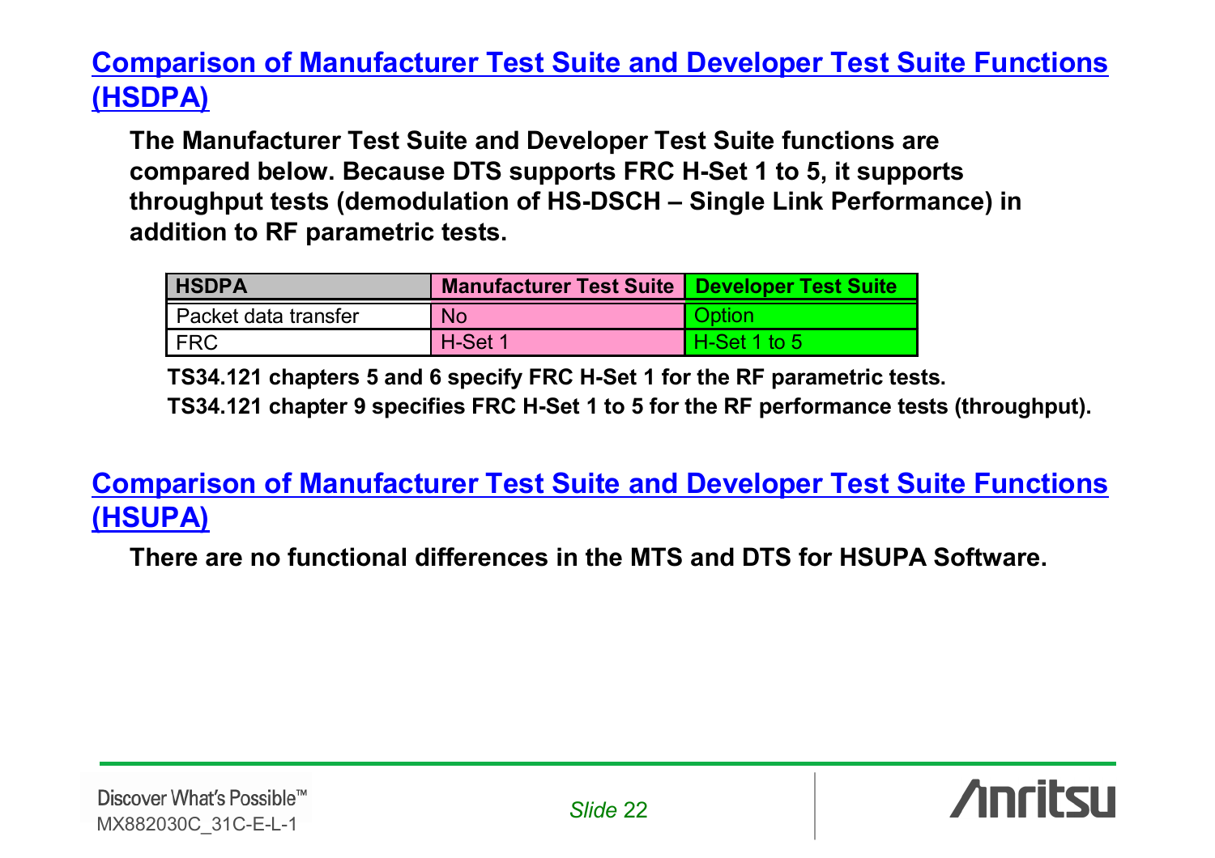## Comparison of Manufacturer Test Suite and Developer Test Suite Functions (HSDPA)

**The Manufacturer Test Suite and Developer Test Suite functions are compared below. Because DTS supports FRC H-Set 1 to 5, it supports throughput tests (demodulation of HS-DSCH – Single Link Performance) in addition to RF parametric tests.**

| HSDPA | Manufacturer Test Suite | Developer Test Suite |
|---|---|---|
| Packet data transfer | No | Option |
| FRC | H-Set 1 | H-Set 1 to 5 |

**TS34.121 chapters 5 and 6 specify FRC H-Set 1 for the RF parametric tests.**

**TS34.121 chapter 9 specifies FRC H-Set 1 to 5 for the RF performance tests (throughput).**

## Comparison of Manufacturer Test Suite and Developer Test Suite Functions (HSUPA)

**There are no functional differences in the MTS and DTS for HSUPA Software.**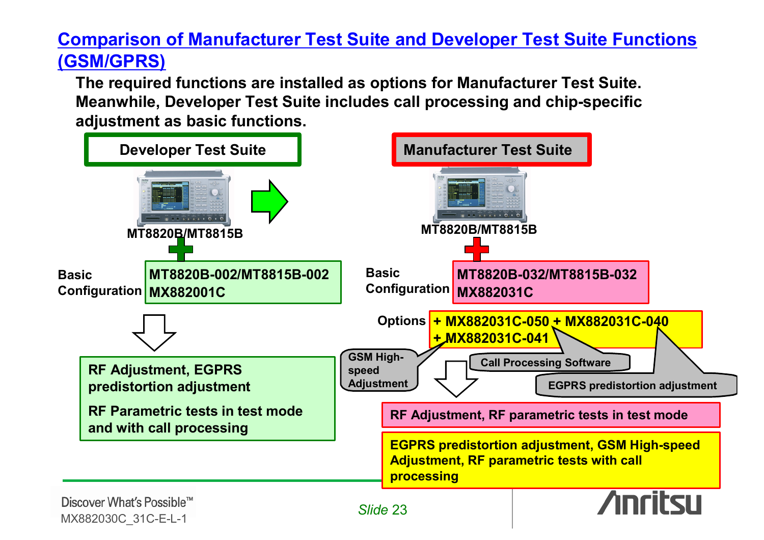## Comparison of Manufacturer Test Suite and Developer Test Suite Functions (GSM/GPRS)

**The required functions are installed as options for Manufacturer Test Suite. Meanwhile, Developer Test Suite includes call processing and chip-specific adjustment as basic functions.**

**Developer Test Suite**

MT8820B/MT8815B

Basic Configuration: MT8820B-002/MT8815B-002, MX882001C

RF Adjustment, EGPRS predistortion adjustment

RF Parametric tests in test mode and with call processing

**Manufacturer Test Suite**

MT8820B/MT8815B

Basic Configuration: MT8820B-032/MT8815B-032, MX882031C

Options: + MX882031C-050 + MX882031C-040 + MX882031C-041

GSM High-speed Adjustment

Call Processing Software

EGPRS predistortion adjustment

RF Adjustment, RF parametric tests in test mode

EGPRS predistortion adjustment, GSM High-speed Adjustment, RF parametric tests with call processing

Discover What's Possible™

MX882030C_31C-E-L-1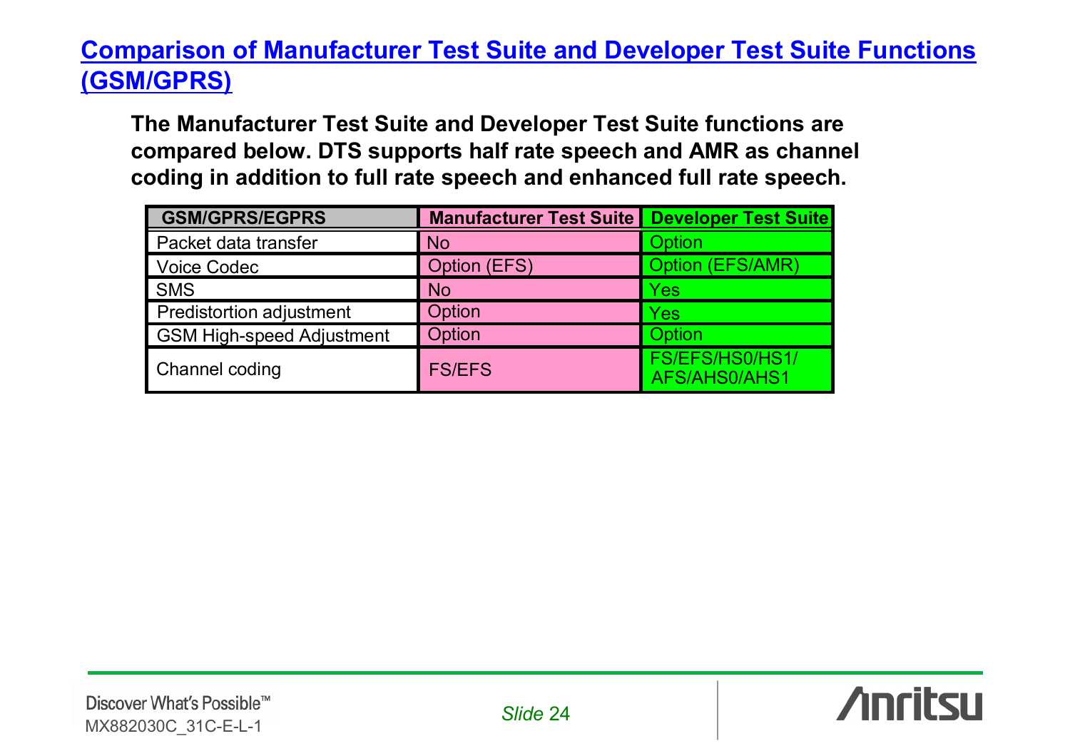## Comparison of Manufacturer Test Suite and Developer Test Suite Functions (GSM/GPRS)

**The Manufacturer Test Suite and Developer Test Suite functions are compared below. DTS supports half rate speech and AMR as channel coding in addition to full rate speech and enhanced full rate speech.**

| GSM/GPRS/EGPRS | Manufacturer Test Suite | Developer Test Suite |
|---|---|---|
| Packet data transfer | No | Option |
| Voice Codec | Option (EFS) | Option (EFS/AMR) |
| SMS | No | Yes |
| Predistortion adjustment | Option | Yes |
| GSM High-speed Adjustment | Option | Option |
| Channel coding | FS/EFS | FS/EFS/HS0/HS1/ AFS/AHS0/AHS1 |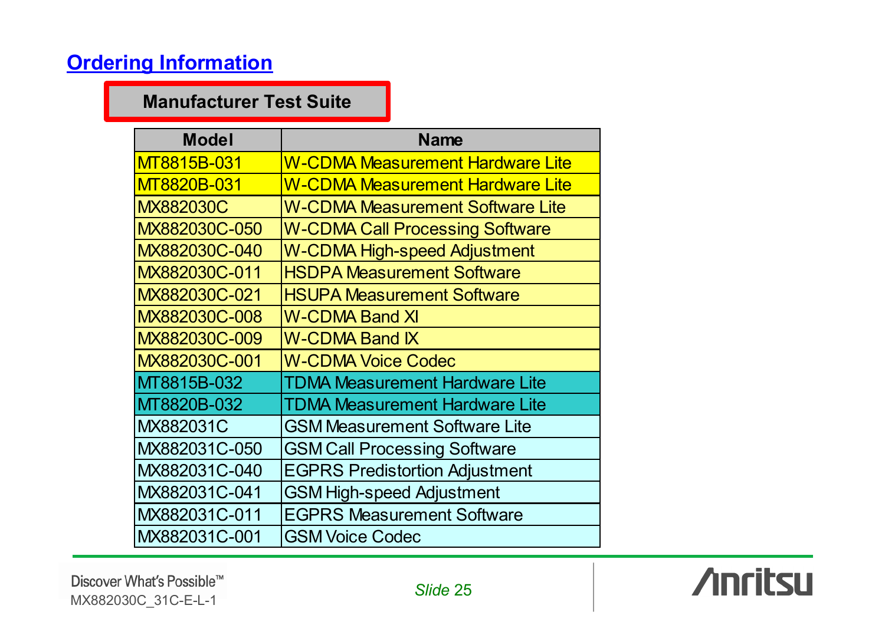## Ordering Information

**Manufacturer Test Suite**

| Model | Name |
|---|---|
| MT8815B-031 | W-CDMA Measurement Hardware Lite |
| MT8820B-031 | W-CDMA Measurement Hardware Lite |
| MX882030C | W-CDMA Measurement Software Lite |
| MX882030C-050 | W-CDMA Call Processing Software |
| MX882030C-040 | W-CDMA High-speed Adjustment |
| MX882030C-011 | HSDPA Measurement Software |
| MX882030C-021 | HSUPA Measurement Software |
| MX882030C-008 | W-CDMA Band XI |
| MX882030C-009 | W-CDMA Band IX |
| MX882030C-001 | W-CDMA Voice Codec |
| MT8815B-032 | TDMA Measurement Hardware Lite |
| MT8820B-032 | TDMA Measurement Hardware Lite |
| MX882031C | GSM Measurement Software Lite |
| MX882031C-050 | GSM Call Processing Software |
| MX882031C-040 | EGPRS Predistortion Adjustment |
| MX882031C-041 | GSM High-speed Adjustment |
| MX882031C-011 | EGPRS Measurement Software |
| MX882031C-001 | GSM Voice Codec |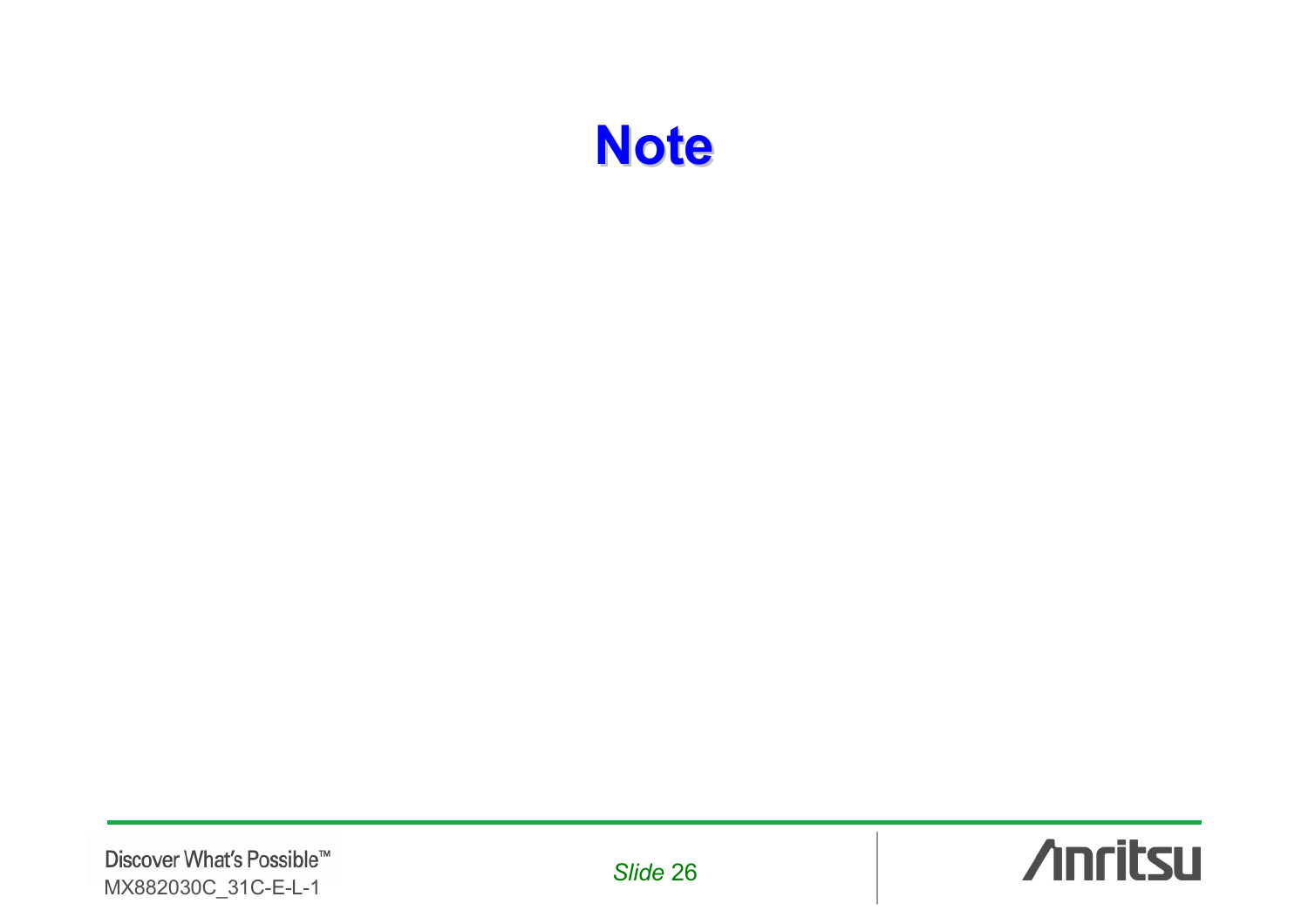# Note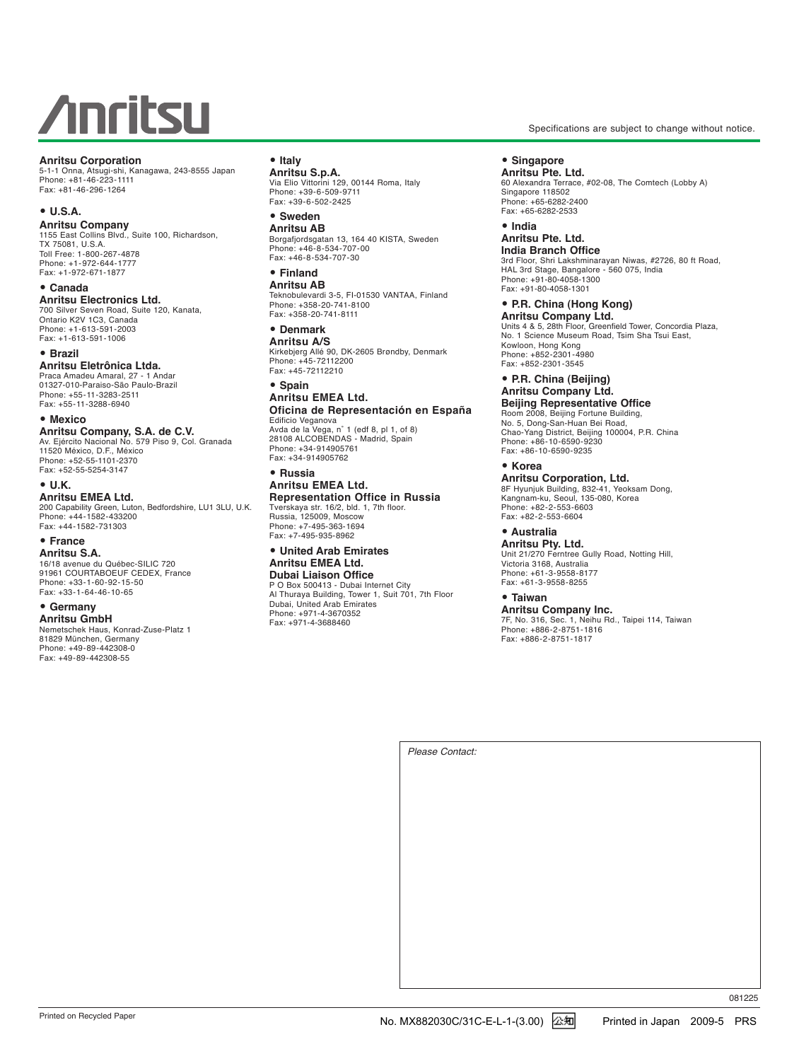# Anritsu

Specifications are subject to change without notice.

**Anritsu Corporation**
5-1-1 Onna, Atsugi-shi, Kanagawa, 243-8555 Japan
Phone: +81-46-223-1111
Fax: +81-46-296-1264

**• U.S.A.**

**Anritsu Company**
1155 East Collins Blvd., Suite 100, Richardson, TX 75081, U.S.A.
Toll Free: 1-800-267-4878
Phone: +1-972-644-1777
Fax: +1-972-671-1877

**• Canada**

**Anritsu Electronics Ltd.**
700 Silver Seven Road, Suite 120, Kanata, Ontario K2V 1C3, Canada
Phone: +1-613-591-2003
Fax: +1-613-591-1006

**• Brazil**

**Anritsu Eletrônica Ltda.**
Praca Amadeu Amaral, 27 - 1 Andar
01327-010-Paraiso-São Paulo-Brazil
Phone: +55-11-3283-2511
Fax: +55-11-3288-6940

**• Mexico**

**Anritsu Company, S.A. de C.V.**
Av. Ejército Nacional No. 579 Piso 9, Col. Granada
11520 México, D.F., México
Phone: +52-55-1101-2370
Fax: +52-55-5254-3147

**• U.K.**

**Anritsu EMEA Ltd.**
200 Capability Green, Luton, Bedfordshire, LU1 3LU, U.K.
Phone: +44-1582-433200
Fax: +44-1582-731303

**• France**

**Anritsu S.A.**
16/18 avenue du Québec-SILIC 720
91961 COURTABOEUF CEDEX, France
Phone: +33-1-60-92-15-50
Fax: +33-1-64-46-10-65

**• Germany**

**Anritsu GmbH**
Nemetschek Haus, Konrad-Zuse-Platz 1
81829 München, Germany
Phone: +49-89-442308-0
Fax: +49-89-442308-55

**• Italy**

**Anritsu S.p.A.**
Via Elio Vittorini 129, 00144 Roma, Italy
Phone: +39-6-509-9711
Fax: +39-6-502-2425

**• Sweden**

**Anritsu AB**
Borgafjordsgatan 13, 164 40 KISTA, Sweden
Phone: +46-8-534-707-00
Fax: +46-8-534-707-30

**• Finland**

**Anritsu AB**
Teknobulevardi 3-5, FI-01530 VANTAA, Finland
Phone: +358-20-741-8100
Fax: +358-20-741-8111

**• Denmark**

**Anritsu A/S**
Kirkebjerg Allé 90, DK-2605 Brøndby, Denmark
Phone: +45-72112200
Fax: +45-72112210

**• Spain**

**Anritsu EMEA Ltd.**
**Oficina de Representación en España**
Edificio Veganova
Avda de la Vega, n˚ 1 (edf 8, pl 1, of 8)
28108 ALCOBENDAS - Madrid, Spain
Phone: +34-914905761
Fax: +34-914905762

**• Russia**

**Anritsu EMEA Ltd.**
**Representation Office in Russia**
Tverskaya str. 16/2, bld. 1, 7th floor.
Russia, 125009, Moscow
Phone: +7-495-363-1694
Fax: +7-495-935-8962

**• United Arab Emirates**

**Anritsu EMEA Ltd.**
**Dubai Liaison Office**
P O Box 500413 - Dubai Internet City
Al Thuraya Building, Tower 1, Suit 701, 7th Floor
Dubai, United Arab Emirates
Phone: +971-4-3670352
Fax: +971-4-3688460

**• Singapore**

**Anritsu Pte. Ltd.**
60 Alexandra Terrace, #02-08, The Comtech (Lobby A)
Singapore 118502
Phone: +65-6282-2400
Fax: +65-6282-2533

**• India**

**Anritsu Pte. Ltd.**
**India Branch Office**
3rd Floor, Shri Lakshminarayan Niwas, #2726, 80 ft Road, HAL 3rd Stage, Bangalore - 560 075, India
Phone: +91-80-4058-1300
Fax: +91-80-4058-1301

**• P.R. China (Hong Kong)**

**Anritsu Company Ltd.**
Units 4 & 5, 28th Floor, Greenfield Tower, Concordia Plaza, No. 1 Science Museum Road, Tsim Sha Tsui East, Kowloon, Hong Kong
Phone: +852-2301-4980
Fax: +852-2301-3545

**• P.R. China (Beijing)**

**Anritsu Company Ltd.**
**Beijing Representative Office**
Room 2008, Beijing Fortune Building,
No. 5, Dong-San-Huan Bei Road,
Chao-Yang District, Beijing 100004, P.R. China
Phone: +86-10-6590-9230
Fax: +86-10-6590-9235

**• Korea**

**Anritsu Corporation, Ltd.**
8F Hyunjuk Building, 832-41, Yeoksam Dong, Kangnam-ku, Seoul, 135-080, Korea
Phone: +82-2-553-6603
Fax: +82-2-553-6604

**• Australia**

**Anritsu Pty. Ltd.**
Unit 21/270 Ferntree Gully Road, Notting Hill, Victoria 3168, Australia
Phone: +61-3-9558-8177
Fax: +61-3-9558-8255

**• Taiwan**

**Anritsu Company Inc.**
7F, No. 316, Sec. 1, Neihu Rd., Taipei 114, Taiwan
Phone: +886-2-8751-1816
Fax: +886-2-8751-1817

*Please Contact:*

081225

Printed on Recycled Paper

No. MX882030C/31C-E-L-1-(3.00) 公知 Printed in Japan 2009-5 PRS